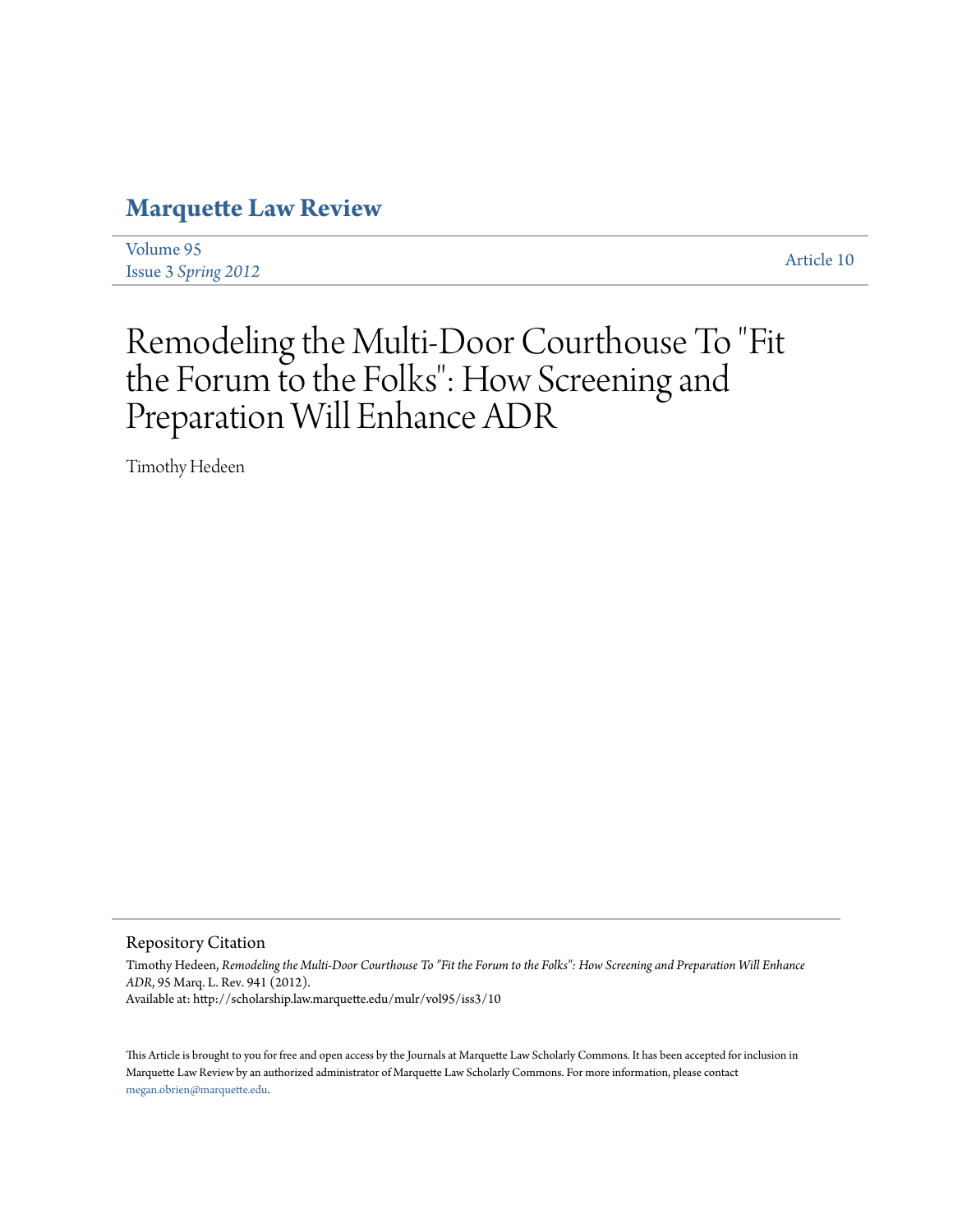# Marquette Law Review

Volume 95
Issue 3 *Spring 2012*

Article 10

# Remodeling the Multi-Door Courthouse To "Fit the Forum to the Folks": How Screening and Preparation Will Enhance ADR

Timothy Hedeen

## Repository Citation

Timothy Hedeen, *Remodeling the Multi-Door Courthouse To "Fit the Forum to the Folks": How Screening and Preparation Will Enhance ADR*, 95 Marq. L. Rev. 941 (2012).
Available at: http://scholarship.law.marquette.edu/mulr/vol95/iss3/10

This Article is brought to you for free and open access by the Journals at Marquette Law Scholarly Commons. It has been accepted for inclusion in Marquette Law Review by an authorized administrator of Marquette Law Scholarly Commons. For more information, please contact megan.obrien@marquette.edu.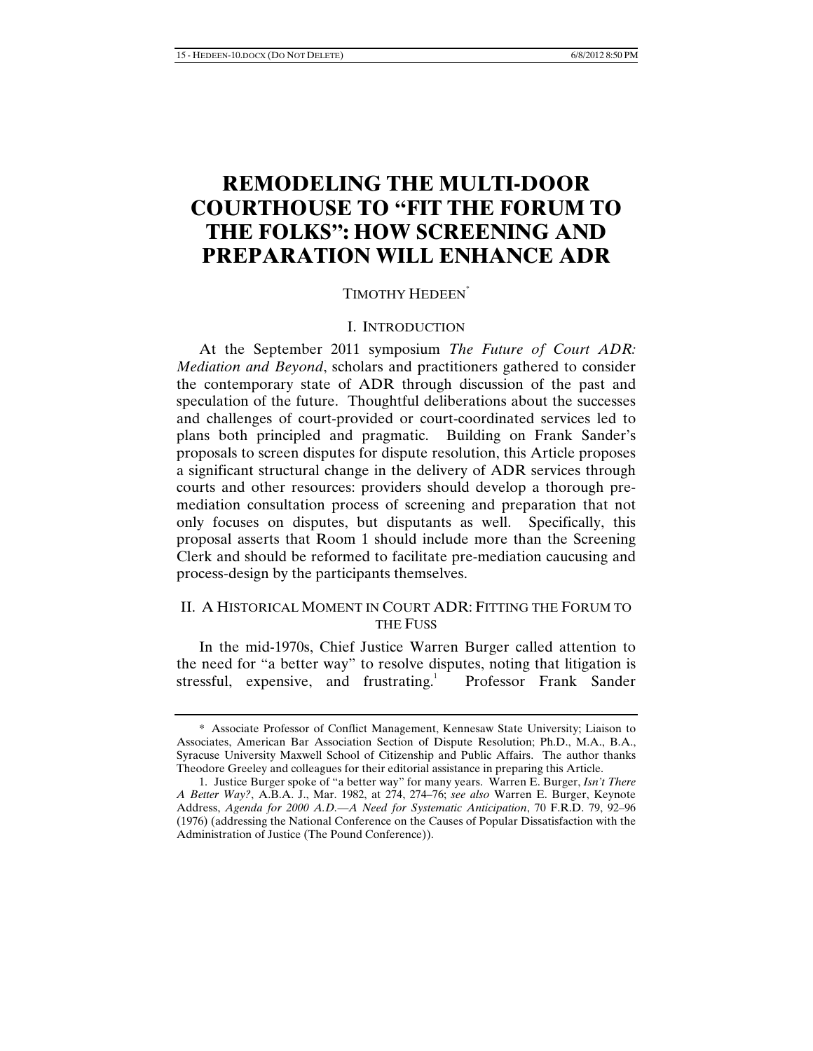# REMODELING THE MULTI-DOOR COURTHOUSE TO "FIT THE FORUM TO THE FOLKS": HOW SCREENING AND PREPARATION WILL ENHANCE ADR

TIMOTHY HEDEEN*

## I. INTRODUCTION

At the September 2011 symposium *The Future of Court ADR: Mediation and Beyond*, scholars and practitioners gathered to consider the contemporary state of ADR through discussion of the past and speculation of the future. Thoughtful deliberations about the successes and challenges of court-provided or court-coordinated services led to plans both principled and pragmatic. Building on Frank Sander's proposals to screen disputes for dispute resolution, this Article proposes a significant structural change in the delivery of ADR services through courts and other resources: providers should develop a thorough pre-mediation consultation process of screening and preparation that not only focuses on disputes, but disputants as well. Specifically, this proposal asserts that Room 1 should include more than the Screening Clerk and should be reformed to facilitate pre-mediation caucusing and process-design by the participants themselves.

## II. A HISTORICAL MOMENT IN COURT ADR: FITTING THE FORUM TO THE FUSS

In the mid-1970s, Chief Justice Warren Burger called attention to the need for "a better way" to resolve disputes, noting that litigation is stressful, expensive, and frustrating.[1] Professor Frank Sander

---

\* Associate Professor of Conflict Management, Kennesaw State University; Liaison to Associates, American Bar Association Section of Dispute Resolution; Ph.D., M.A., B.A., Syracuse University Maxwell School of Citizenship and Public Affairs. The author thanks Theodore Greeley and colleagues for their editorial assistance in preparing this Article.

1. Justice Burger spoke of "a better way" for many years. Warren E. Burger, *Isn't There A Better Way?*, A.B.A. J., Mar. 1982, at 274, 274–76; *see also* Warren E. Burger, Keynote Address, *Agenda for 2000 A.D.—A Need for Systematic Anticipation*, 70 F.R.D. 79, 92–96 (1976) (addressing the National Conference on the Causes of Popular Dissatisfaction with the Administration of Justice (The Pound Conference)).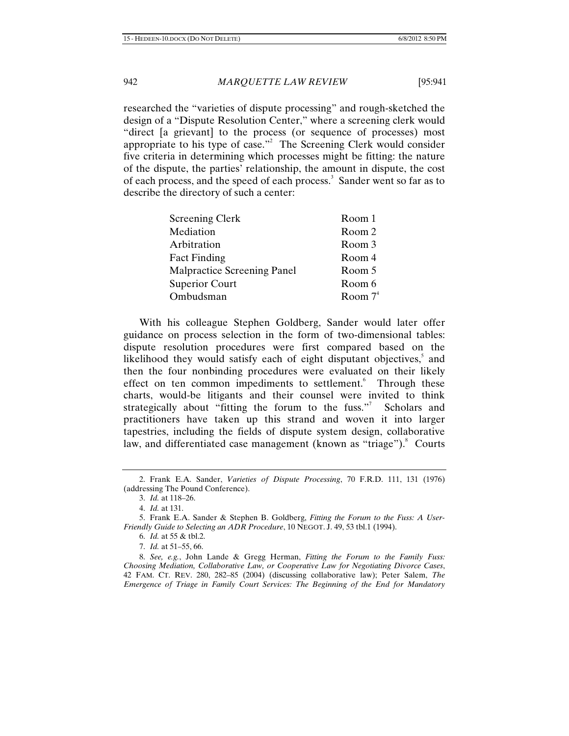researched the "varieties of dispute processing" and rough-sketched the design of a "Dispute Resolution Center," where a screening clerk would "direct [a grievant] to the process (or sequence of processes) most appropriate to his type of case."[2] The Screening Clerk would consider five criteria in determining which processes might be fitting: the nature of the dispute, the parties' relationship, the amount in dispute, the cost of each process, and the speed of each process.[3] Sander went so far as to describe the directory of such a center:

| | |
|---|---|
| Screening Clerk | Room 1 |
| Mediation | Room 2 |
| Arbitration | Room 3 |
| Fact Finding | Room 4 |
| Malpractice Screening Panel | Room 5 |
| Superior Court | Room 6 |
| Ombudsman | Room 7[4] |

With his colleague Stephen Goldberg, Sander would later offer guidance on process selection in the form of two-dimensional tables: dispute resolution procedures were first compared based on the likelihood they would satisfy each of eight disputant objectives,[5] and then the four nonbinding procedures were evaluated on their likely effect on ten common impediments to settlement.[6] Through these charts, would-be litigants and their counsel were invited to think strategically about "fitting the forum to the fuss."[7] Scholars and practitioners have taken up this strand and woven it into larger tapestries, including the fields of dispute system design, collaborative law, and differentiated case management (known as "triage").[8] Courts

---

2. Frank E.A. Sander, *Varieties of Dispute Processing*, 70 F.R.D. 111, 131 (1976) (addressing The Pound Conference).

3. *Id.* at 118–26.

4. *Id.* at 131.

5. Frank E.A. Sander & Stephen B. Goldberg, *Fitting the Forum to the Fuss: A User-Friendly Guide to Selecting an ADR Procedure*, 10 NEGOT. J. 49, 53 tbl.1 (1994).

6. *Id.* at 55 & tbl.2.

7. *Id.* at 51–55, 66.

8. *See, e.g.*, John Lande & Gregg Herman, *Fitting the Forum to the Family Fuss: Choosing Mediation, Collaborative Law, or Cooperative Law for Negotiating Divorce Cases*, 42 FAM. CT. REV. 280, 282–85 (2004) (discussing collaborative law); Peter Salem, *The Emergence of Triage in Family Court Services: The Beginning of the End for Mandatory*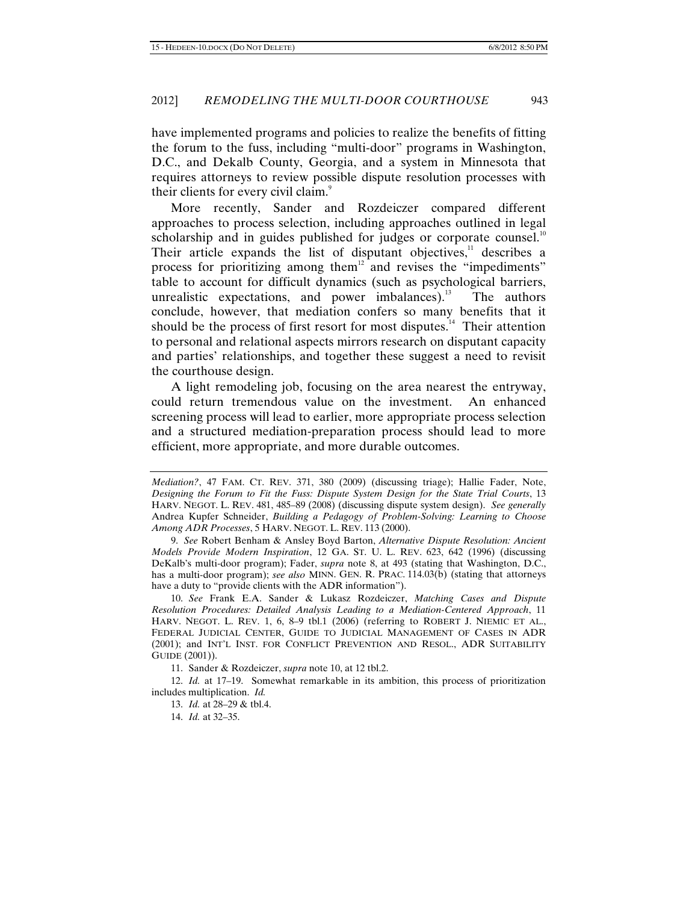have implemented programs and policies to realize the benefits of fitting the forum to the fuss, including "multi-door" programs in Washington, D.C., and Dekalb County, Georgia, and a system in Minnesota that requires attorneys to review possible dispute resolution processes with their clients for every civil claim.[9]

More recently, Sander and Rozdeiczer compared different approaches to process selection, including approaches outlined in legal scholarship and in guides published for judges or corporate counsel.[10] Their article expands the list of disputant objectives,[11] describes a process for prioritizing among them[12] and revises the "impediments" table to account for difficult dynamics (such as psychological barriers, unrealistic expectations, and power imbalances).[13] The authors conclude, however, that mediation confers so many benefits that it should be the process of first resort for most disputes.[14] Their attention to personal and relational aspects mirrors research on disputant capacity and parties' relationships, and together these suggest a need to revisit the courthouse design.

A light remodeling job, focusing on the area nearest the entryway, could return tremendous value on the investment. An enhanced screening process will lead to earlier, more appropriate process selection and a structured mediation-preparation process should lead to more efficient, more appropriate, and more durable outcomes.

---

*Mediation?*, 47 FAM. CT. REV. 371, 380 (2009) (discussing triage); Hallie Fader, Note, *Designing the Forum to Fit the Fuss: Dispute System Design for the State Trial Courts*, 13 HARV. NEGOT. L. REV. 481, 485–89 (2008) (discussing dispute system design). *See generally* Andrea Kupfer Schneider, *Building a Pedagogy of Problem-Solving: Learning to Choose Among ADR Processes*, 5 HARV. NEGOT. L. REV. 113 (2000).

9. *See* Robert Benham & Ansley Boyd Barton, *Alternative Dispute Resolution: Ancient Models Provide Modern Inspiration*, 12 GA. ST. U. L. REV. 623, 642 (1996) (discussing DeKalb's multi-door program); Fader, *supra* note 8, at 493 (stating that Washington, D.C., has a multi-door program); *see also* MINN. GEN. R. PRAC. 114.03(b) (stating that attorneys have a duty to "provide clients with the ADR information").

10. *See* Frank E.A. Sander & Lukasz Rozdeiczer, *Matching Cases and Dispute Resolution Procedures: Detailed Analysis Leading to a Mediation-Centered Approach*, 11 HARV. NEGOT. L. REV. 1, 6, 8–9 tbl.1 (2006) (referring to ROBERT J. NIEMIC ET AL., FEDERAL JUDICIAL CENTER, GUIDE TO JUDICIAL MANAGEMENT OF CASES IN ADR (2001); and INT'L INST. FOR CONFLICT PREVENTION AND RESOL., ADR SUITABILITY GUIDE (2001)).

11. Sander & Rozdeiczer, *supra* note 10, at 12 tbl.2.

12. *Id.* at 17–19. Somewhat remarkable in its ambition, this process of prioritization includes multiplication. *Id.*

13. *Id.* at 28–29 & tbl.4.

14. *Id.* at 32–35.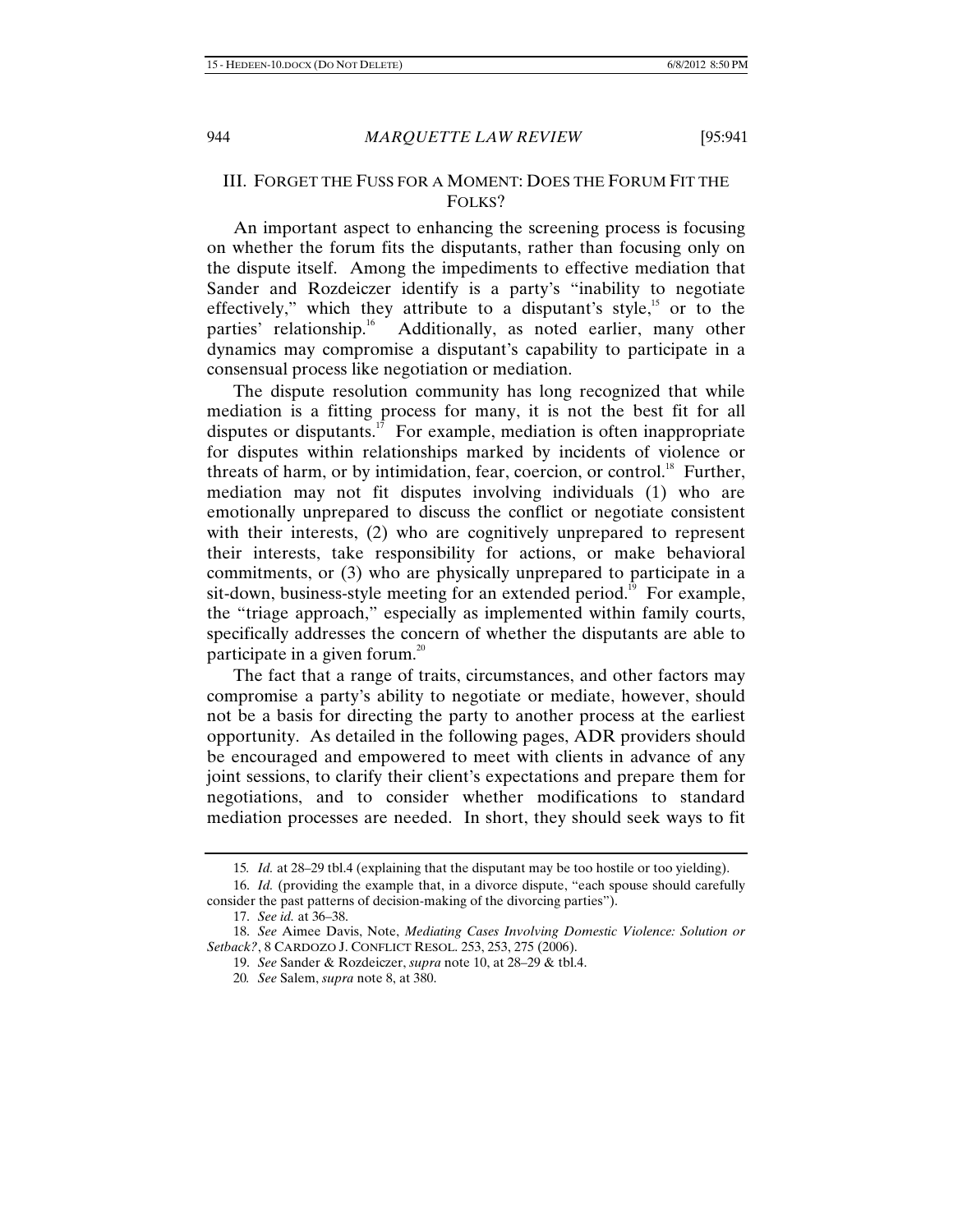## III. FORGET THE FUSS FOR A MOMENT: DOES THE FORUM FIT THE FOLKS?

An important aspect to enhancing the screening process is focusing on whether the forum fits the disputants, rather than focusing only on the dispute itself. Among the impediments to effective mediation that Sander and Rozdeiczer identify is a party's "inability to negotiate effectively," which they attribute to a disputant's style,[15] or to the parties' relationship.[16] Additionally, as noted earlier, many other dynamics may compromise a disputant's capability to participate in a consensual process like negotiation or mediation.

The dispute resolution community has long recognized that while mediation is a fitting process for many, it is not the best fit for all disputes or disputants.[17] For example, mediation is often inappropriate for disputes within relationships marked by incidents of violence or threats of harm, or by intimidation, fear, coercion, or control.[18] Further, mediation may not fit disputes involving individuals (1) who are emotionally unprepared to discuss the conflict or negotiate consistent with their interests, (2) who are cognitively unprepared to represent their interests, take responsibility for actions, or make behavioral commitments, or (3) who are physically unprepared to participate in a sit-down, business-style meeting for an extended period.[19] For example, the "triage approach," especially as implemented within family courts, specifically addresses the concern of whether the disputants are able to participate in a given forum.[20]

The fact that a range of traits, circumstances, and other factors may compromise a party's ability to negotiate or mediate, however, should not be a basis for directing the party to another process at the earliest opportunity. As detailed in the following pages, ADR providers should be encouraged and empowered to meet with clients in advance of any joint sessions, to clarify their client's expectations and prepare them for negotiations, and to consider whether modifications to standard mediation processes are needed. In short, they should seek ways to fit

---

15. *Id.* at 28–29 tbl.4 (explaining that the disputant may be too hostile or too yielding).

16. *Id.* (providing the example that, in a divorce dispute, "each spouse should carefully consider the past patterns of decision-making of the divorcing parties").

17. *See id.* at 36–38.

18. *See* Aimee Davis, Note, *Mediating Cases Involving Domestic Violence: Solution or Setback?*, 8 CARDOZO J. CONFLICT RESOL. 253, 253, 275 (2006).

19. *See* Sander & Rozdeiczer, *supra* note 10, at 28–29 & tbl.4.

20. *See* Salem, *supra* note 8, at 380.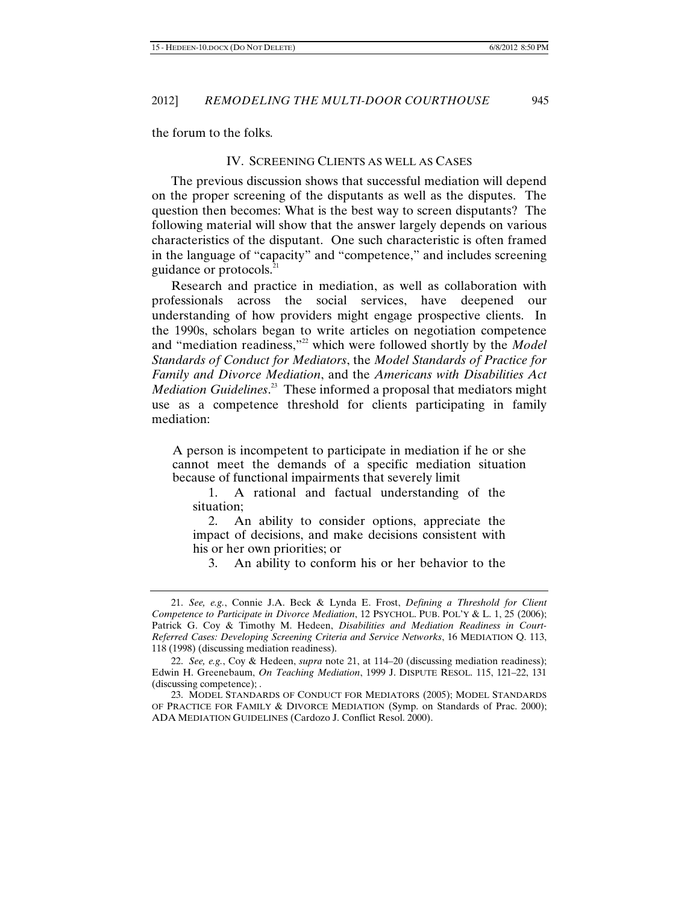the forum to the folks.

## IV. SCREENING CLIENTS AS WELL AS CASES

The previous discussion shows that successful mediation will depend on the proper screening of the disputants as well as the disputes. The question then becomes: What is the best way to screen disputants? The following material will show that the answer largely depends on various characteristics of the disputant. One such characteristic is often framed in the language of "capacity" and "competence," and includes screening guidance or protocols.[21]

Research and practice in mediation, as well as collaboration with professionals across the social services, have deepened our understanding of how providers might engage prospective clients. In the 1990s, scholars began to write articles on negotiation competence and "mediation readiness,"[22] which were followed shortly by the *Model Standards of Conduct for Mediators*, the *Model Standards of Practice for Family and Divorce Mediation*, and the *Americans with Disabilities Act Mediation Guidelines*.[23] These informed a proposal that mediators might use as a competence threshold for clients participating in family mediation:

> A person is incompetent to participate in mediation if he or she cannot meet the demands of a specific mediation situation because of functional impairments that severely limit
>
> 1. A rational and factual understanding of the situation;
> 2. An ability to consider options, appreciate the impact of decisions, and make decisions consistent with his or her own priorities; or
> 3. An ability to conform his or her behavior to the

---

21. *See, e.g.*, Connie J.A. Beck & Lynda E. Frost, *Defining a Threshold for Client Competence to Participate in Divorce Mediation*, 12 PSYCHOL. PUB. POL'Y & L. 1, 25 (2006); Patrick G. Coy & Timothy M. Hedeen, *Disabilities and Mediation Readiness in Court-Referred Cases: Developing Screening Criteria and Service Networks*, 16 MEDIATION Q. 113, 118 (1998) (discussing mediation readiness).

22. *See, e.g.*, Coy & Hedeen, *supra* note 21, at 114–20 (discussing mediation readiness); Edwin H. Greenebaum, *On Teaching Mediation*, 1999 J. DISPUTE RESOL. 115, 121–22, 131 (discussing competence); .

23. MODEL STANDARDS OF CONDUCT FOR MEDIATORS (2005); MODEL STANDARDS OF PRACTICE FOR FAMILY & DIVORCE MEDIATION (Symp. on Standards of Prac. 2000); ADA MEDIATION GUIDELINES (Cardozo J. Conflict Resol. 2000).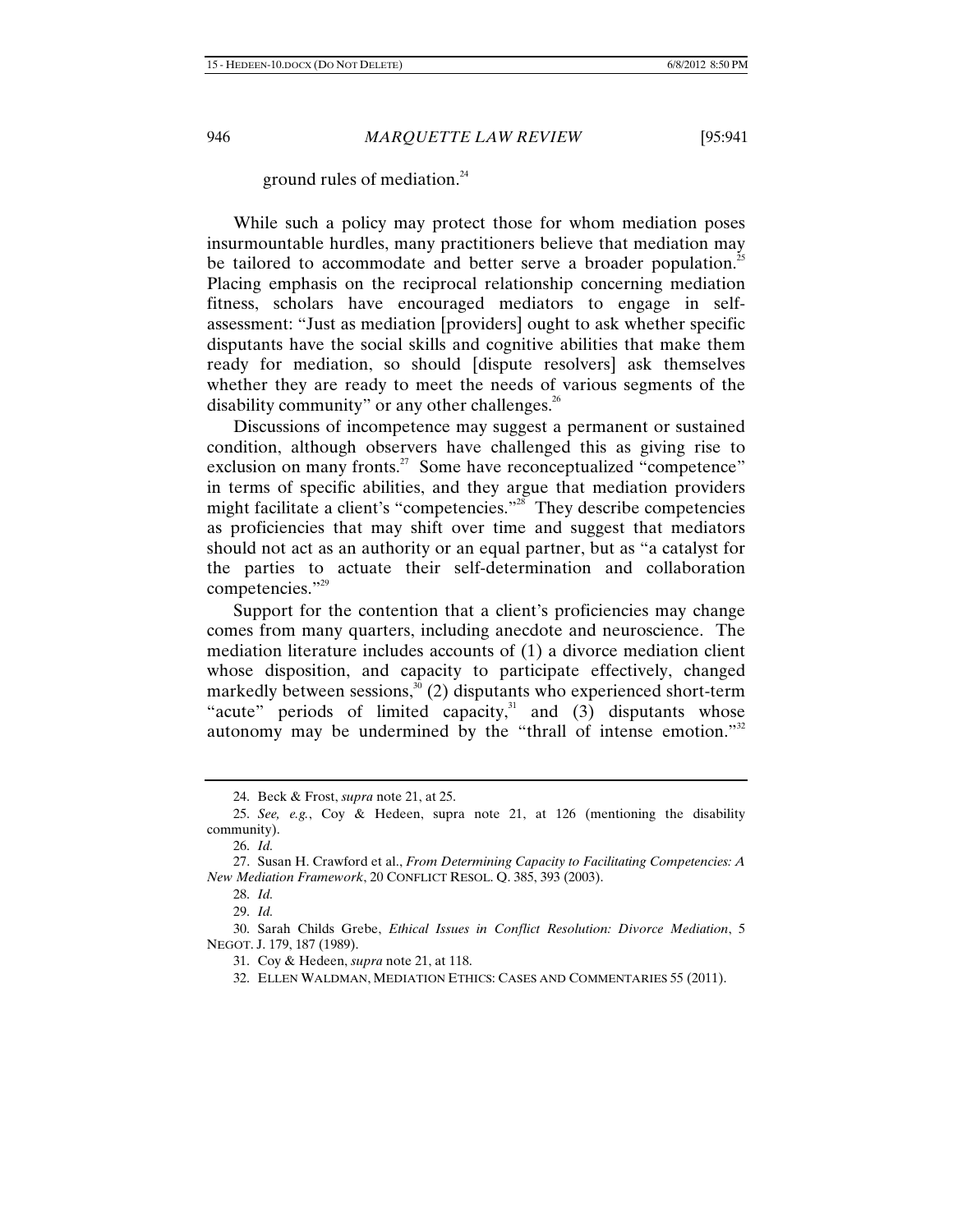ground rules of mediation.[24]

While such a policy may protect those for whom mediation poses insurmountable hurdles, many practitioners believe that mediation may be tailored to accommodate and better serve a broader population.[25] Placing emphasis on the reciprocal relationship concerning mediation fitness, scholars have encouraged mediators to engage in self-assessment: "Just as mediation [providers] ought to ask whether specific disputants have the social skills and cognitive abilities that make them ready for mediation, so should [dispute resolvers] ask themselves whether they are ready to meet the needs of various segments of the disability community" or any other challenges.[26]

Discussions of incompetence may suggest a permanent or sustained condition, although observers have challenged this as giving rise to exclusion on many fronts.[27] Some have reconceptualized "competence" in terms of specific abilities, and they argue that mediation providers might facilitate a client's "competencies."[28] They describe competencies as proficiencies that may shift over time and suggest that mediators should not act as an authority or an equal partner, but as "a catalyst for the parties to actuate their self-determination and collaboration competencies."[29]

Support for the contention that a client's proficiencies may change comes from many quarters, including anecdote and neuroscience. The mediation literature includes accounts of (1) a divorce mediation client whose disposition, and capacity to participate effectively, changed markedly between sessions,[30] (2) disputants who experienced short-term "acute" periods of limited capacity,[31] and (3) disputants whose autonomy may be undermined by the "thrall of intense emotion."[32]

---

24. Beck & Frost, *supra* note 21, at 25.

25. *See, e.g.*, Coy & Hedeen, supra note 21, at 126 (mentioning the disability community).

26. *Id.*

27. Susan H. Crawford et al., *From Determining Capacity to Facilitating Competencies: A New Mediation Framework*, 20 CONFLICT RESOL. Q. 385, 393 (2003).

28. *Id.*

29. *Id.*

30. Sarah Childs Grebe, *Ethical Issues in Conflict Resolution: Divorce Mediation*, 5 NEGOT. J. 179, 187 (1989).

31. Coy & Hedeen, *supra* note 21, at 118.

32. ELLEN WALDMAN, MEDIATION ETHICS: CASES AND COMMENTARIES 55 (2011).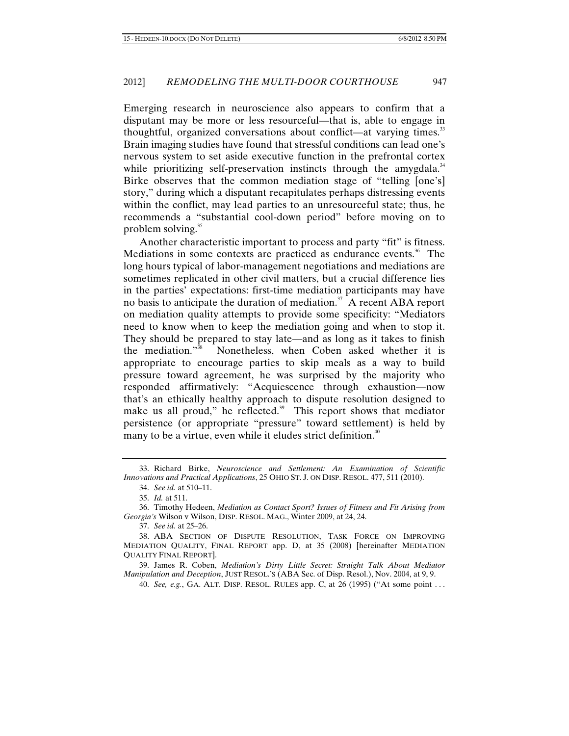Emerging research in neuroscience also appears to confirm that a disputant may be more or less resourceful—that is, able to engage in thoughtful, organized conversations about conflict—at varying times.[33] Brain imaging studies have found that stressful conditions can lead one's nervous system to set aside executive function in the prefrontal cortex while prioritizing self-preservation instincts through the amygdala.[34] Birke observes that the common mediation stage of "telling [one's] story," during which a disputant recapitulates perhaps distressing events within the conflict, may lead parties to an unresourceful state; thus, he recommends a "substantial cool-down period" before moving on to problem solving.[35]

Another characteristic important to process and party "fit" is fitness. Mediations in some contexts are practiced as endurance events.[36] The long hours typical of labor-management negotiations and mediations are sometimes replicated in other civil matters, but a crucial difference lies in the parties' expectations: first-time mediation participants may have no basis to anticipate the duration of mediation.[37] A recent ABA report on mediation quality attempts to provide some specificity: "Mediators need to know when to keep the mediation going and when to stop it. They should be prepared to stay late—and as long as it takes to finish the mediation."[38] Nonetheless, when Coben asked whether it is appropriate to encourage parties to skip meals as a way to build pressure toward agreement, he was surprised by the majority who responded affirmatively: "Acquiescence through exhaustion—now that's an ethically healthy approach to dispute resolution designed to make us all proud," he reflected.[39] This report shows that mediator persistence (or appropriate "pressure" toward settlement) is held by many to be a virtue, even while it eludes strict definition.[40]

---

33. Richard Birke, *Neuroscience and Settlement: An Examination of Scientific Innovations and Practical Applications*, 25 OHIO ST. J. ON DISP. RESOL. 477, 511 (2010).

34. *See id.* at 510–11.

35. *Id.* at 511.

36. Timothy Hedeen, *Mediation as Contact Sport? Issues of Fitness and Fit Arising from Georgia's* Wilson v Wilson, DISP. RESOL. MAG., Winter 2009, at 24, 24.

37. *See id.* at 25–26.

38. ABA SECTION OF DISPUTE RESOLUTION, TASK FORCE ON IMPROVING MEDIATION QUALITY, FINAL REPORT app. D, at 35 (2008) [hereinafter MEDIATION QUALITY FINAL REPORT].

39. James R. Coben, *Mediation's Dirty Little Secret: Straight Talk About Mediator Manipulation and Deception*, JUST RESOL.'S (ABA Sec. of Disp. Resol.), Nov. 2004, at 9, 9.

40. *See, e.g.*, GA. ALT. DISP. RESOL. RULES app. C, at 26 (1995) ("At some point . . .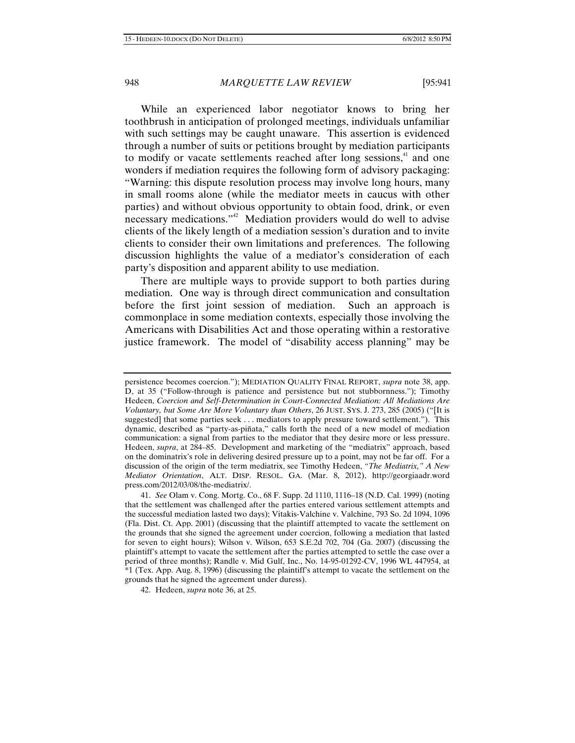While an experienced labor negotiator knows to bring her toothbrush in anticipation of prolonged meetings, individuals unfamiliar with such settings may be caught unaware. This assertion is evidenced through a number of suits or petitions brought by mediation participants to modify or vacate settlements reached after long sessions,[41] and one wonders if mediation requires the following form of advisory packaging: "Warning: this dispute resolution process may involve long hours, many in small rooms alone (while the mediator meets in caucus with other parties) and without obvious opportunity to obtain food, drink, or even necessary medications."[42] Mediation providers would do well to advise clients of the likely length of a mediation session's duration and to invite clients to consider their own limitations and preferences. The following discussion highlights the value of a mediator's consideration of each party's disposition and apparent ability to use mediation.

There are multiple ways to provide support to both parties during mediation. One way is through direct communication and consultation before the first joint session of mediation. Such an approach is commonplace in some mediation contexts, especially those involving the Americans with Disabilities Act and those operating within a restorative justice framework. The model of "disability access planning" may be

---

persistence becomes coercion."); MEDIATION QUALITY FINAL REPORT, *supra* note 38, app. D, at 35 ("Follow-through is patience and persistence but not stubbornness."); Timothy Hedeen, *Coercion and Self-Determination in Court-Connected Mediation: All Mediations Are Voluntary, but Some Are More Voluntary than Others*, 26 JUST. SYS. J. 273, 285 (2005) ("[It is suggested] that some parties seek . . . mediators to apply pressure toward settlement."). This dynamic, described as "party-as-piñata," calls forth the need of a new model of mediation communication: a signal from parties to the mediator that they desire more or less pressure. Hedeen, *supra*, at 284–85. Development and marketing of the "mediatrix" approach, based on the dominatrix's role in delivering desired pressure up to a point, may not be far off. For a discussion of the origin of the term mediatrix, see Timothy Hedeen, *"The Mediatrix," A New Mediator Orientation*, ALT. DISP. RESOL. GA. (Mar. 8, 2012), http://georgiaadr.wordpress.com/2012/03/08/the-mediatrix/.

41. *See* Olam v. Cong. Mortg. Co., 68 F. Supp. 2d 1110, 1116–18 (N.D. Cal. 1999) (noting that the settlement was challenged after the parties entered various settlement attempts and the successful mediation lasted two days); Vitakis-Valchine v. Valchine, 793 So. 2d 1094, 1096 (Fla. Dist. Ct. App. 2001) (discussing that the plaintiff attempted to vacate the settlement on the grounds that she signed the agreement under coercion, following a mediation that lasted for seven to eight hours); Wilson v. Wilson, 653 S.E.2d 702, 704 (Ga. 2007) (discussing the plaintiff's attempt to vacate the settlement after the parties attempted to settle the case over a period of three months); Randle v. Mid Gulf, Inc., No. 14-95-01292-CV, 1996 WL 447954, at *1 (Tex. App. Aug. 8, 1996) (discussing the plaintiff's attempt to vacate the settlement on the grounds that he signed the agreement under duress).

42. Hedeen, *supra* note 36, at 25.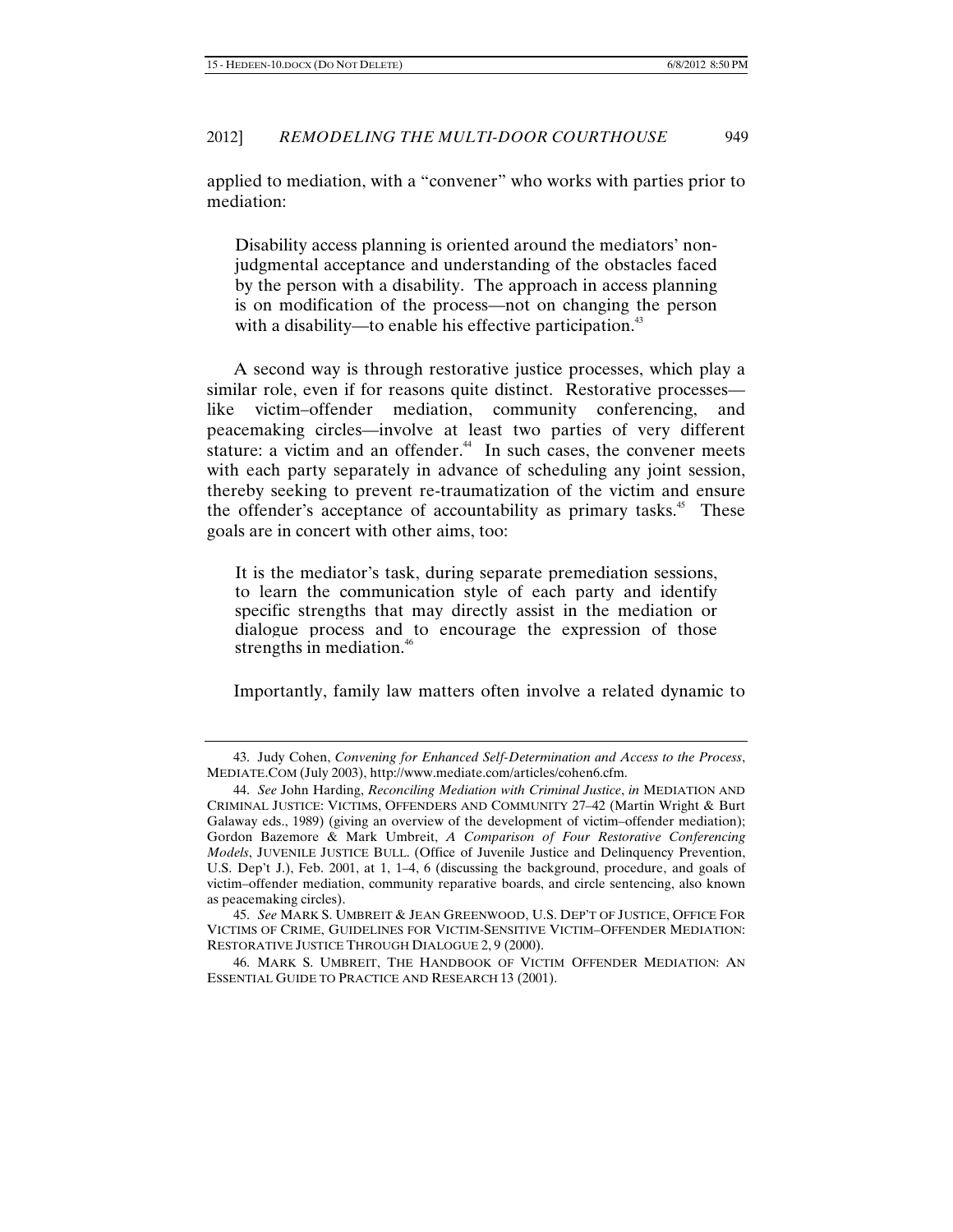applied to mediation, with a "convener" who works with parties prior to mediation:

> Disability access planning is oriented around the mediators' non-judgmental acceptance and understanding of the obstacles faced by the person with a disability. The approach in access planning is on modification of the process—not on changing the person with a disability—to enable his effective participation.[43]

A second way is through restorative justice processes, which play a similar role, even if for reasons quite distinct. Restorative processes—like victim–offender mediation, community conferencing, and peacemaking circles—involve at least two parties of very different stature: a victim and an offender.[44] In such cases, the convener meets with each party separately in advance of scheduling any joint session, thereby seeking to prevent re-traumatization of the victim and ensure the offender's acceptance of accountability as primary tasks.[45] These goals are in concert with other aims, too:

> It is the mediator's task, during separate premediation sessions, to learn the communication style of each party and identify specific strengths that may directly assist in the mediation or dialogue process and to encourage the expression of those strengths in mediation.[46]

Importantly, family law matters often involve a related dynamic to

---

43. Judy Cohen, *Convening for Enhanced Self-Determination and Access to the Process*, MEDIATE.COM (July 2003), http://www.mediate.com/articles/cohen6.cfm.

44. *See* John Harding, *Reconciling Mediation with Criminal Justice*, *in* MEDIATION AND CRIMINAL JUSTICE: VICTIMS, OFFENDERS AND COMMUNITY 27–42 (Martin Wright & Burt Galaway eds., 1989) (giving an overview of the development of victim–offender mediation); Gordon Bazemore & Mark Umbreit, *A Comparison of Four Restorative Conferencing Models*, JUVENILE JUSTICE BULL. (Office of Juvenile Justice and Delinquency Prevention, U.S. Dep't J.), Feb. 2001, at 1, 1–4, 6 (discussing the background, procedure, and goals of victim–offender mediation, community reparative boards, and circle sentencing, also known as peacemaking circles).

45. *See* MARK S. UMBREIT & JEAN GREENWOOD, U.S. DEP'T OF JUSTICE, OFFICE FOR VICTIMS OF CRIME, GUIDELINES FOR VICTIM-SENSITIVE VICTIM–OFFENDER MEDIATION: RESTORATIVE JUSTICE THROUGH DIALOGUE 2, 9 (2000).

46. MARK S. UMBREIT, THE HANDBOOK OF VICTIM OFFENDER MEDIATION: AN ESSENTIAL GUIDE TO PRACTICE AND RESEARCH 13 (2001).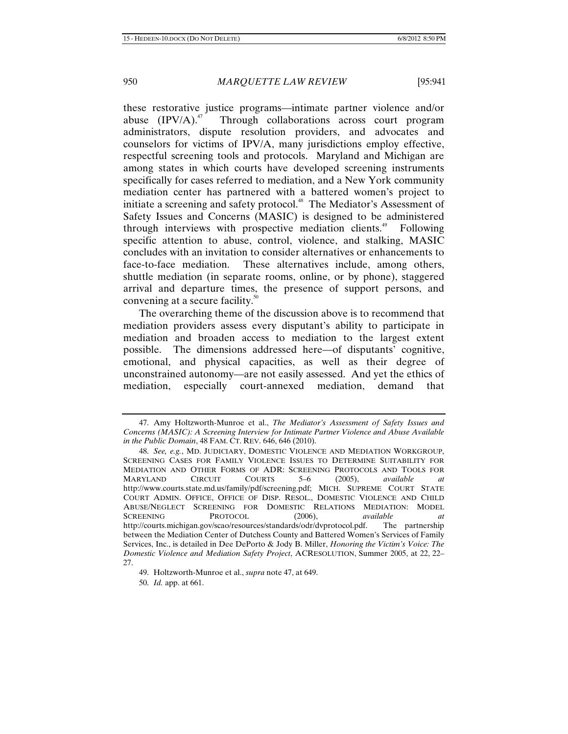these restorative justice programs—intimate partner violence and/or abuse (IPV/A).[47] Through collaborations across court program administrators, dispute resolution providers, and advocates and counselors for victims of IPV/A, many jurisdictions employ effective, respectful screening tools and protocols. Maryland and Michigan are among states in which courts have developed screening instruments specifically for cases referred to mediation, and a New York community mediation center has partnered with a battered women's project to initiate a screening and safety protocol.[48] The Mediator's Assessment of Safety Issues and Concerns (MASIC) is designed to be administered through interviews with prospective mediation clients.[49] Following specific attention to abuse, control, violence, and stalking, MASIC concludes with an invitation to consider alternatives or enhancements to face-to-face mediation. These alternatives include, among others, shuttle mediation (in separate rooms, online, or by phone), staggered arrival and departure times, the presence of support persons, and convening at a secure facility.[50]

The overarching theme of the discussion above is to recommend that mediation providers assess every disputant's ability to participate in mediation and broaden access to mediation to the largest extent possible. The dimensions addressed here—of disputants' cognitive, emotional, and physical capacities, as well as their degree of unconstrained autonomy—are not easily assessed. And yet the ethics of mediation, especially court-annexed mediation, demand that

---

47. Amy Holtzworth-Munroe et al., *The Mediator's Assessment of Safety Issues and Concerns (MASIC): A Screening Interview for Intimate Partner Violence and Abuse Available in the Public Domain*, 48 FAM. CT. REV. 646, 646 (2010).

48. *See, e.g.*, MD. JUDICIARY, DOMESTIC VIOLENCE AND MEDIATION WORKGROUP, SCREENING CASES FOR FAMILY VIOLENCE ISSUES TO DETERMINE SUITABILITY FOR MEDIATION AND OTHER FORMS OF ADR: SCREENING PROTOCOLS AND TOOLS FOR MARYLAND CIRCUIT COURTS 5–6 (2005), *available at* http://www.courts.state.md.us/family/pdf/screening.pdf; MICH. SUPREME COURT STATE COURT ADMIN. OFFICE, OFFICE OF DISP. RESOL., DOMESTIC VIOLENCE AND CHILD ABUSE/NEGLECT SCREENING FOR DOMESTIC RELATIONS MEDIATION: MODEL SCREENING PROTOCOL (2006), *available at* http://courts.michigan.gov/scao/resources/standards/odr/dvprotocol.pdf. The partnership between the Mediation Center of Dutchess County and Battered Women's Services of Family Services, Inc., is detailed in Dee DePorto & Jody B. Miller, *Honoring the Victim's Voice: The Domestic Violence and Mediation Safety Project*, ACRESOLUTION, Summer 2005, at 22, 22–27.

49. Holtzworth-Munroe et al., *supra* note 47, at 649.

50. *Id.* app. at 661.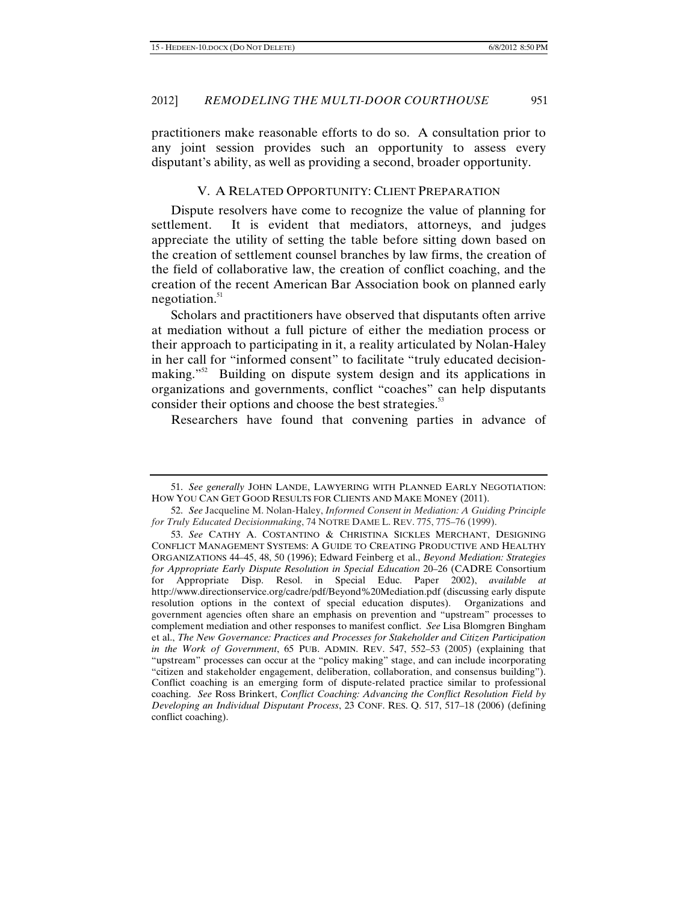practitioners make reasonable efforts to do so. A consultation prior to any joint session provides such an opportunity to assess every disputant's ability, as well as providing a second, broader opportunity.

## V. A RELATED OPPORTUNITY: CLIENT PREPARATION

Dispute resolvers have come to recognize the value of planning for settlement. It is evident that mediators, attorneys, and judges appreciate the utility of setting the table before sitting down based on the creation of settlement counsel branches by law firms, the creation of the field of collaborative law, the creation of conflict coaching, and the creation of the recent American Bar Association book on planned early negotiation.[51]

Scholars and practitioners have observed that disputants often arrive at mediation without a full picture of either the mediation process or their approach to participating in it, a reality articulated by Nolan-Haley in her call for "informed consent" to facilitate "truly educated decision-making."[52] Building on dispute system design and its applications in organizations and governments, conflict "coaches" can help disputants consider their options and choose the best strategies.[53]

Researchers have found that convening parties in advance of

---

51. *See generally* JOHN LANDE, LAWYERING WITH PLANNED EARLY NEGOTIATION: HOW YOU CAN GET GOOD RESULTS FOR CLIENTS AND MAKE MONEY (2011).

52. *See* Jacqueline M. Nolan-Haley, *Informed Consent in Mediation: A Guiding Principle for Truly Educated Decisionmaking*, 74 NOTRE DAME L. REV. 775, 775–76 (1999).

53. *See* CATHY A. COSTANTINO & CHRISTINA SICKLES MERCHANT, DESIGNING CONFLICT MANAGEMENT SYSTEMS: A GUIDE TO CREATING PRODUCTIVE AND HEALTHY ORGANIZATIONS 44–45, 48, 50 (1996); Edward Feinberg et al., *Beyond Mediation: Strategies for Appropriate Early Dispute Resolution in Special Education* 20–26 (CADRE Consortium for Appropriate Disp. Resol. in Special Educ. Paper 2002), *available at* http://www.directionservice.org/cadre/pdf/Beyond%20Mediation.pdf (discussing early dispute resolution options in the context of special education disputes). Organizations and government agencies often share an emphasis on prevention and "upstream" processes to complement mediation and other responses to manifest conflict. *See* Lisa Blomgren Bingham et al., *The New Governance: Practices and Processes for Stakeholder and Citizen Participation in the Work of Government*, 65 PUB. ADMIN. REV. 547, 552–53 (2005) (explaining that "upstream" processes can occur at the "policy making" stage, and can include incorporating "citizen and stakeholder engagement, deliberation, collaboration, and consensus building"). Conflict coaching is an emerging form of dispute-related practice similar to professional coaching. *See* Ross Brinkert, *Conflict Coaching: Advancing the Conflict Resolution Field by Developing an Individual Disputant Process*, 23 CONF. RES. Q. 517, 517–18 (2006) (defining conflict coaching).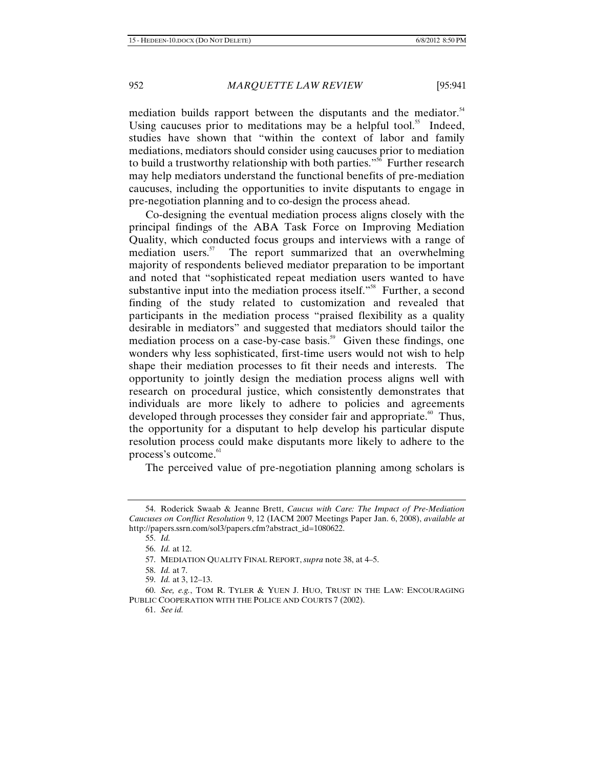mediation builds rapport between the disputants and the mediator.[54] Using caucuses prior to meditations may be a helpful tool.[55] Indeed, studies have shown that "within the context of labor and family mediations, mediators should consider using caucuses prior to mediation to build a trustworthy relationship with both parties."[56] Further research may help mediators understand the functional benefits of pre-mediation caucuses, including the opportunities to invite disputants to engage in pre-negotiation planning and to co-design the process ahead.

Co-designing the eventual mediation process aligns closely with the principal findings of the ABA Task Force on Improving Mediation Quality, which conducted focus groups and interviews with a range of mediation users.[57] The report summarized that an overwhelming majority of respondents believed mediator preparation to be important and noted that "sophisticated repeat mediation users wanted to have substantive input into the mediation process itself."[58] Further, a second finding of the study related to customization and revealed that participants in the mediation process "praised flexibility as a quality desirable in mediators" and suggested that mediators should tailor the mediation process on a case-by-case basis.[59] Given these findings, one wonders why less sophisticated, first-time users would not wish to help shape their mediation processes to fit their needs and interests. The opportunity to jointly design the mediation process aligns well with research on procedural justice, which consistently demonstrates that individuals are more likely to adhere to policies and agreements developed through processes they consider fair and appropriate.[60] Thus, the opportunity for a disputant to help develop his particular dispute resolution process could make disputants more likely to adhere to the process's outcome.[61]

The perceived value of pre-negotiation planning among scholars is

---

54. Roderick Swaab & Jeanne Brett, *Caucus with Care: The Impact of Pre-Mediation Caucuses on Conflict Resolution* 9, 12 (IACM 2007 Meetings Paper Jan. 6, 2008), *available at* http://papers.ssrn.com/sol3/papers.cfm?abstract_id=1080622.

55. *Id.*

56. *Id.* at 12.

57. MEDIATION QUALITY FINAL REPORT, *supra* note 38, at 4–5.

58. *Id.* at 7.

59. *Id.* at 3, 12–13.

60. *See, e.g.*, TOM R. TYLER & YUEN J. HUO, TRUST IN THE LAW: ENCOURAGING PUBLIC COOPERATION WITH THE POLICE AND COURTS 7 (2002).

61. *See id.*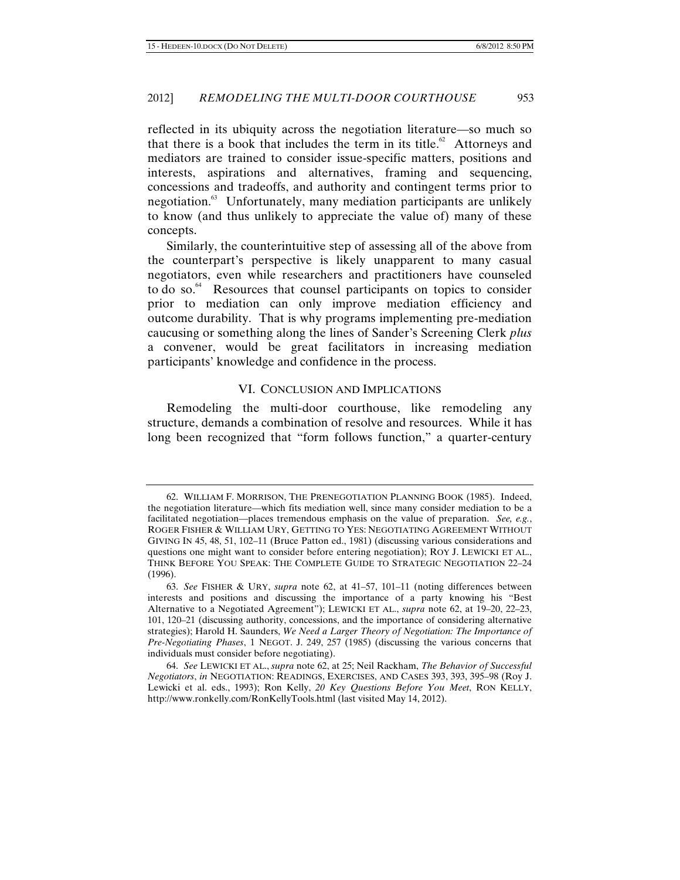reflected in its ubiquity across the negotiation literature—so much so that there is a book that includes the term in its title.[62] Attorneys and mediators are trained to consider issue-specific matters, positions and interests, aspirations and alternatives, framing and sequencing, concessions and tradeoffs, and authority and contingent terms prior to negotiation.[63] Unfortunately, many mediation participants are unlikely to know (and thus unlikely to appreciate the value of) many of these concepts.

Similarly, the counterintuitive step of assessing all of the above from the counterpart's perspective is likely unapparent to many casual negotiators, even while researchers and practitioners have counseled to do so.[64] Resources that counsel participants on topics to consider prior to mediation can only improve mediation efficiency and outcome durability. That is why programs implementing pre-mediation caucusing or something along the lines of Sander's Screening Clerk *plus* a convener, would be great facilitators in increasing mediation participants' knowledge and confidence in the process.

## VI. CONCLUSION AND IMPLICATIONS

Remodeling the multi-door courthouse, like remodeling any structure, demands a combination of resolve and resources. While it has long been recognized that "form follows function," a quarter-century

---

62. WILLIAM F. MORRISON, THE PRENEGOTIATION PLANNING BOOK (1985). Indeed, the negotiation literature—which fits mediation well, since many consider mediation to be a facilitated negotiation—places tremendous emphasis on the value of preparation. *See, e.g.*, ROGER FISHER & WILLIAM URY, GETTING TO YES: NEGOTIATING AGREEMENT WITHOUT GIVING IN 45, 48, 51, 102–11 (Bruce Patton ed., 1981) (discussing various considerations and questions one might want to consider before entering negotiation); ROY J. LEWICKI ET AL., THINK BEFORE YOU SPEAK: THE COMPLETE GUIDE TO STRATEGIC NEGOTIATION 22–24 (1996).

63. *See* FISHER & URY, *supra* note 62, at 41–57, 101–11 (noting differences between interests and positions and discussing the importance of a party knowing his "Best Alternative to a Negotiated Agreement"); LEWICKI ET AL., *supra* note 62, at 19–20, 22–23, 101, 120–21 (discussing authority, concessions, and the importance of considering alternative strategies); Harold H. Saunders, *We Need a Larger Theory of Negotiation: The Importance of Pre-Negotiating Phases*, 1 NEGOT. J. 249, 257 (1985) (discussing the various concerns that individuals must consider before negotiating).

64. *See* LEWICKI ET AL., *supra* note 62, at 25; Neil Rackham, *The Behavior of Successful Negotiators*, *in* NEGOTIATION: READINGS, EXERCISES, AND CASES 393, 393, 395–98 (Roy J. Lewicki et al. eds., 1993); Ron Kelly, *20 Key Questions Before You Meet*, RON KELLY, http://www.ronkelly.com/RonKellyTools.html (last visited May 14, 2012).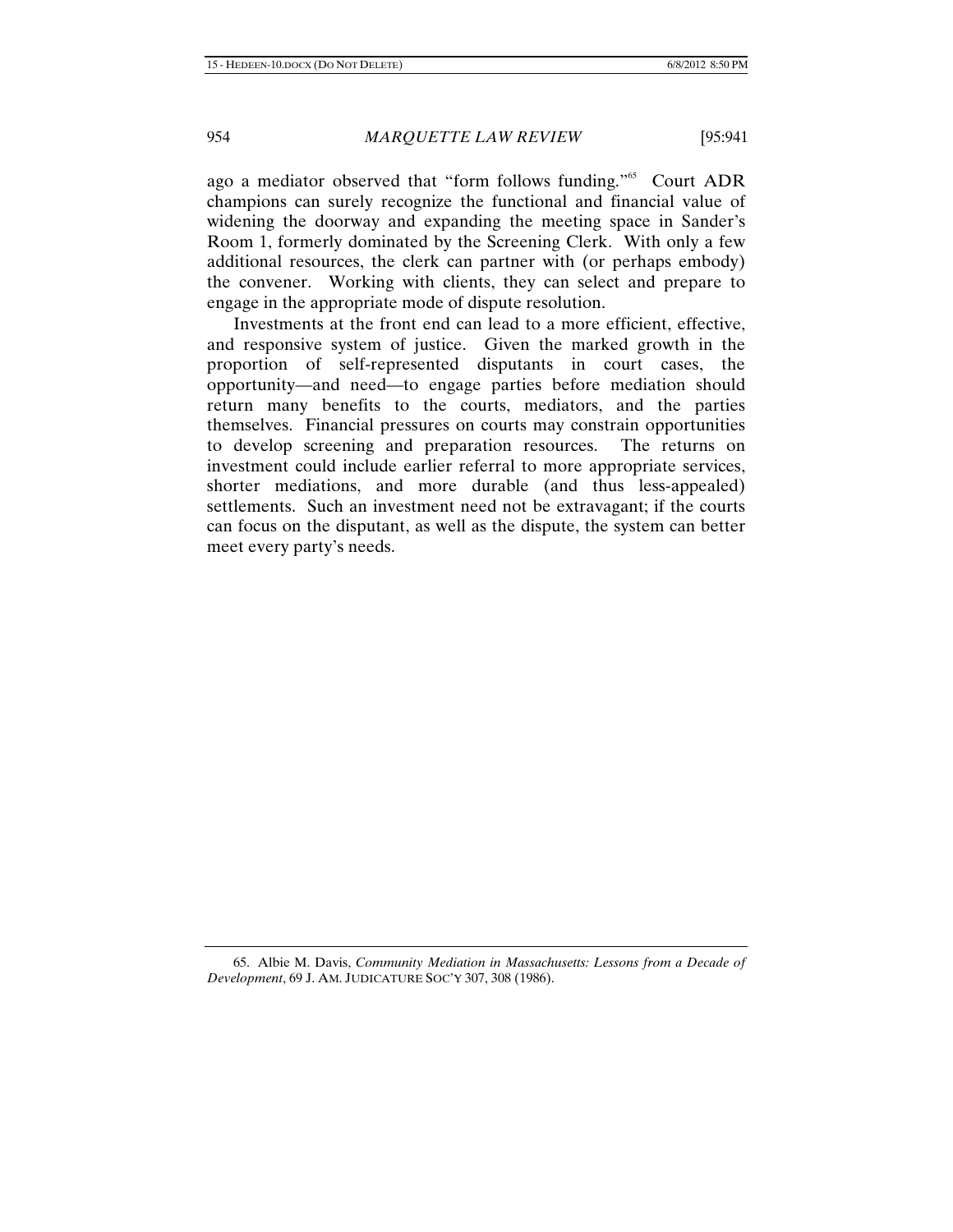ago a mediator observed that "form follows funding."[65] Court ADR champions can surely recognize the functional and financial value of widening the doorway and expanding the meeting space in Sander's Room 1, formerly dominated by the Screening Clerk. With only a few additional resources, the clerk can partner with (or perhaps embody) the convener. Working with clients, they can select and prepare to engage in the appropriate mode of dispute resolution.

Investments at the front end can lead to a more efficient, effective, and responsive system of justice. Given the marked growth in the proportion of self-represented disputants in court cases, the opportunity—and need—to engage parties before mediation should return many benefits to the courts, mediators, and the parties themselves. Financial pressures on courts may constrain opportunities to develop screening and preparation resources. The returns on investment could include earlier referral to more appropriate services, shorter mediations, and more durable (and thus less-appealed) settlements. Such an investment need not be extravagant; if the courts can focus on the disputant, as well as the dispute, the system can better meet every party's needs.

---

65. Albie M. Davis, *Community Mediation in Massachusetts: Lessons from a Decade of Development*, 69 J. AM. JUDICATURE SOC'Y 307, 308 (1986).